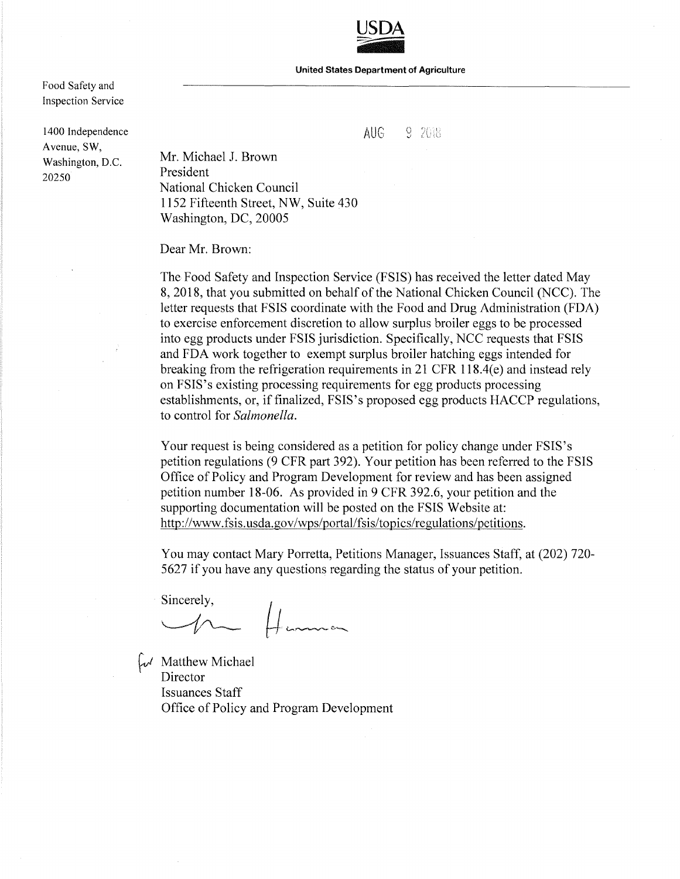USDA

**United States Department of Agriculture**

Food Safety and Inspection Service

1400 Independence Avenue, SW, Washington, D.C. 20250

AUG 9 2018

Mr. Michael J. Brown
President
National Chicken Council
1152 Fifteenth Street, NW, Suite 430
Washington, DC, 20005

Dear Mr. Brown:

The Food Safety and Inspection Service (FSIS) has received the letter dated May 8, 2018, that you submitted on behalf of the National Chicken Council (NCC). The letter requests that FSIS coordinate with the Food and Drug Administration (FDA) to exercise enforcement discretion to allow surplus broiler eggs to be processed into egg products under FSIS jurisdiction. Specifically, NCC requests that FSIS and FDA work together to exempt surplus broiler hatching eggs intended for breaking from the refrigeration requirements in 21 CFR 118.4(e) and instead rely on FSIS's existing processing requirements for egg products processing establishments, or, if finalized, FSIS's proposed egg products HACCP regulations, to control for *Salmonella*.

Your request is being considered as a petition for policy change under FSIS's petition regulations (9 CFR part 392). Your petition has been referred to the FSIS Office of Policy and Program Development for review and has been assigned petition number 18-06. As provided in 9 CFR 392.6, your petition and the supporting documentation will be posted on the FSIS Website at: http://www.fsis.usda.gov/wps/portal/fsis/topics/regulations/petitions.

You may contact Mary Porretta, Petitions Manager, Issuances Staff, at (202) 720-5627 if you have any questions regarding the status of your petition.

Sincerely,

for Matthew Michael
Director
Issuances Staff
Office of Policy and Program Development